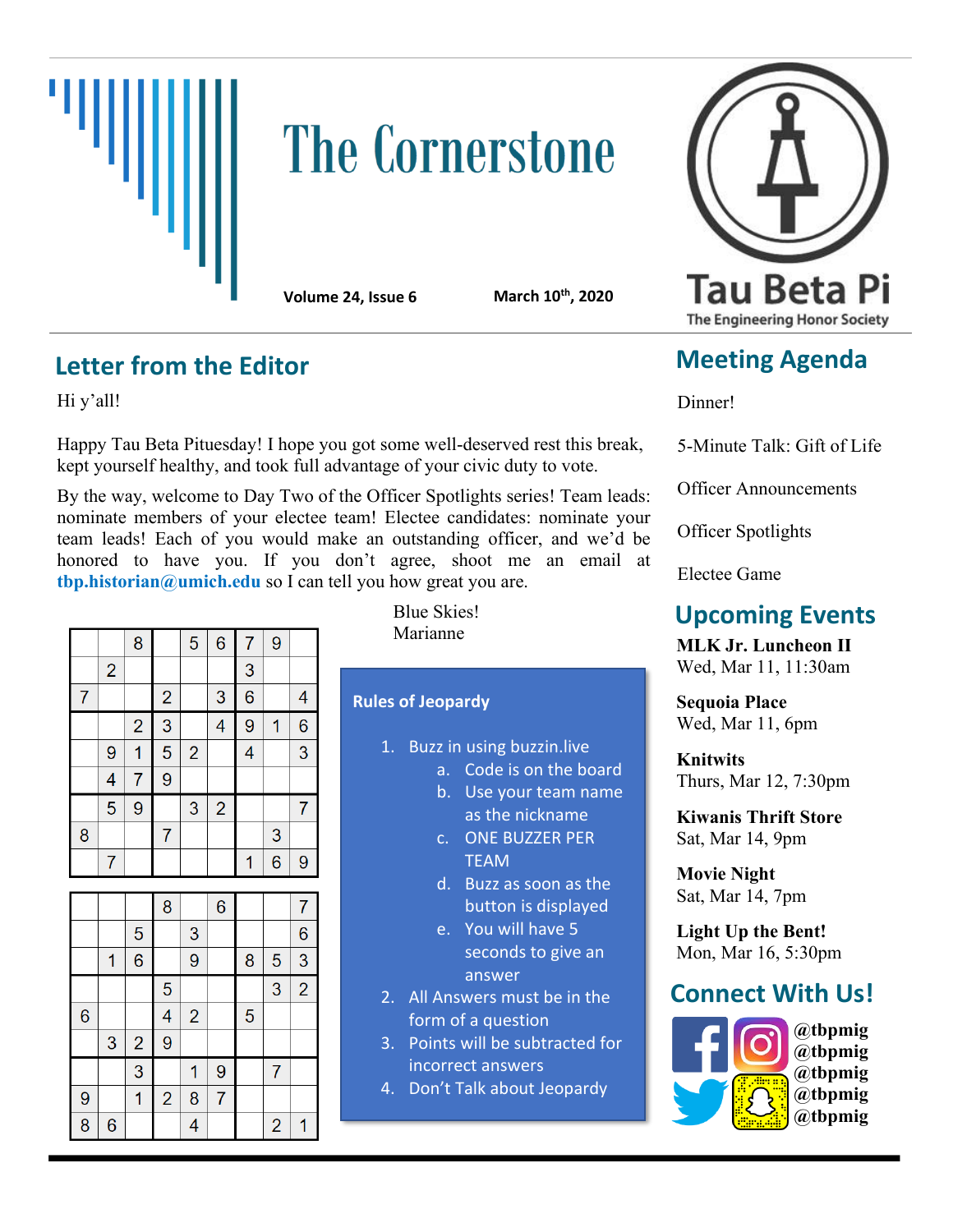# The Cornerstone

**Volume 24, Issue 6** **March 10th, 2020**

Tau Beta Pi
The Engineering Honor Society

## Letter from the Editor

Hi y'all!

Happy Tau Beta Pituesday! I hope you got some well-deserved rest this break, kept yourself healthy, and took full advantage of your civic duty to vote.

By the way, welcome to Day Two of the Officer Spotlights series! Team leads: nominate members of your electee team! Electee candidates: nominate your team leads! Each of you would make an outstanding officer, and we'd be honored to have you. If you don't agree, shoot me an email at **tbp.historian@umich.edu** so I can tell you how great you are.

Blue Skies!
Marianne

| | | | | | | | | |
|---|---|---|---|---|---|---|---|---|
| | | 8 | | 5 | 6 | 7 | 9 | |
| | 2 | | | | | 3 | | |
| 7 | | | 2 | | 3 | 6 | | 4 |
| | | 2 | 3 | | 4 | 9 | 1 | 6 |
| | 9 | 1 | 5 | 2 | | 4 | | 3 |
| | 4 | 7 | 9 | | | | | |
| | 5 | 9 | | 3 | 2 | | | 7 |
| 8 | | | 7 | | | | 3 | |
| | 7 | | | | | 1 | 6 | 9 |

| | | | | | | | | |
|---|---|---|---|---|---|---|---|---|
| | | | 8 | | 6 | | | 7 |
| | | 5 | | 3 | | | | 6 |
| | 1 | 6 | | 9 | | 8 | 5 | 3 |
| | | | 5 | | | | 3 | 2 |
| 6 | | | 4 | 2 | | 5 | | |
| | 3 | 2 | 9 | | | | | |
| | | 3 | | 1 | 9 | | 7 | |
| 9 | | 1 | 2 | 8 | 7 | | | |
| 8 | 6 | | | 4 | | | 2 | 1 |

**Rules of Jeopardy**

1. Buzz in using buzzin.live
   a. Code is on the board
   b. Use your team name as the nickname
   c. ONE BUZZER PER TEAM
   d. Buzz as soon as the button is displayed
   e. You will have 5 seconds to give an answer
2. All Answers must be in the form of a question
3. Points will be subtracted for incorrect answers
4. Don't Talk about Jeopardy

## Meeting Agenda

Dinner!

5-Minute Talk: Gift of Life

Officer Announcements

Officer Spotlights

Electee Game

## Upcoming Events

**MLK Jr. Luncheon II**
Wed, Mar 11, 11:30am

**Sequoia Place**
Wed, Mar 11, 6pm

**Knitwits**
Thurs, Mar 12, 7:30pm

**Kiwanis Thrift Store**
Sat, Mar 14, 9pm

**Movie Night**
Sat, Mar 14, 7pm

**Light Up the Bent!**
Mon, Mar 16, 5:30pm

## Connect With Us!

**@tbpmig**
**@tbpmig**
**@tbpmig**
**@tbpmig**
**@tbpmig**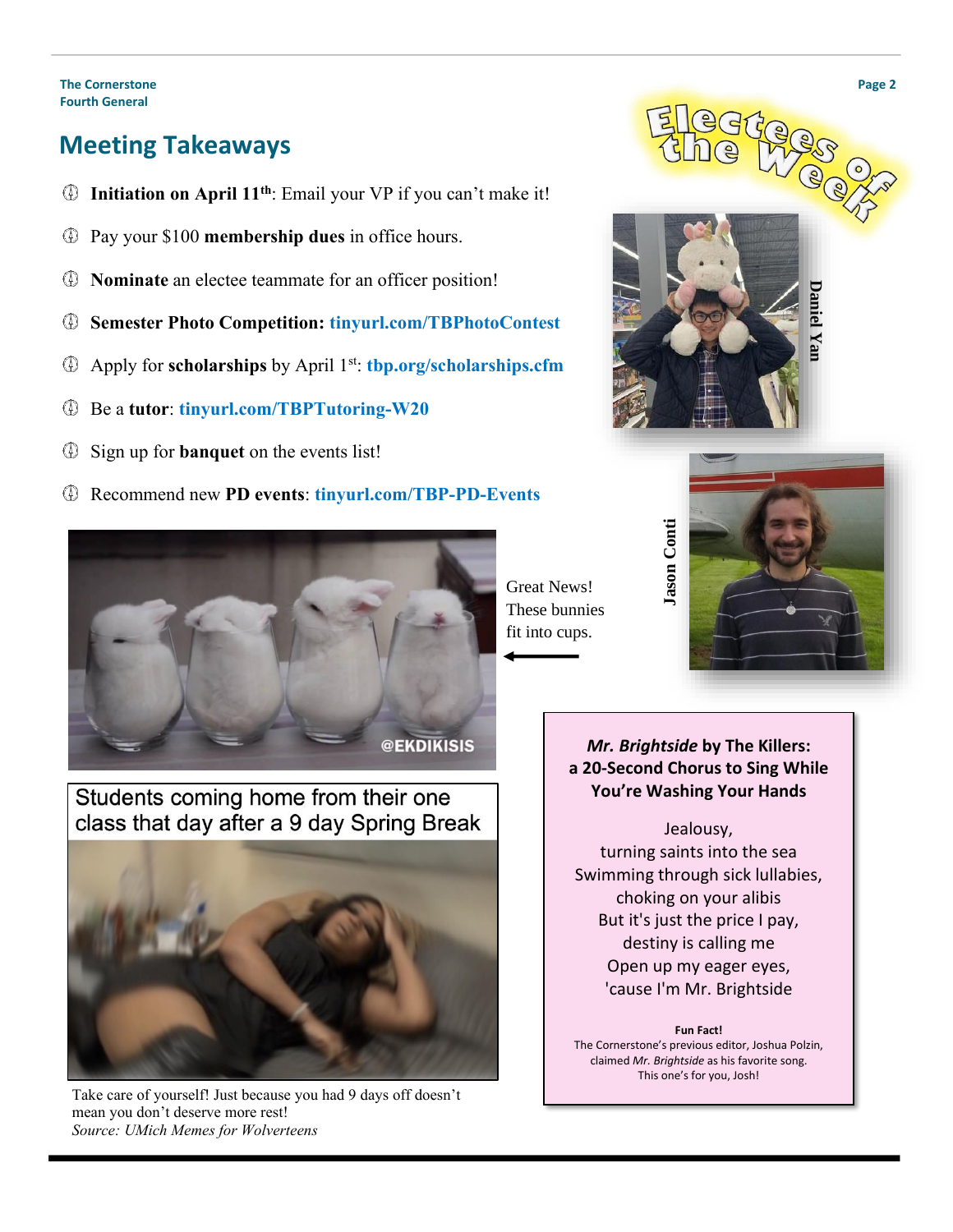## Meeting Takeaways

- **Initiation on April 11th**: Email your VP if you can't make it!
- Pay your $100 **membership dues** in office hours.
- **Nominate** an electee teammate for an officer position!
- **Semester Photo Competition: tinyurl.com/TBPhotoContest**
- Apply for **scholarships** by April 1st: **tbp.org/scholarships.cfm**
- Be a **tutor**: **tinyurl.com/TBPTutoring-W20**
- Sign up for **banquet** on the events list!
- Recommend new **PD events**: **tinyurl.com/TBP-PD-Events**

Electees of the Week

Daniel Yan

Jason Conti

@EKDIKISIS

Great News! These bunnies fit into cups.

Students coming home from their one class that day after a 9 day Spring Break

Take care of yourself! Just because you had 9 days off doesn't mean you don't deserve more rest!
*Source: UMich Memes for Wolverteens*

***Mr. Brightside* by The Killers: a 20-Second Chorus to Sing While You're Washing Your Hands**

Jealousy,
turning saints into the sea
Swimming through sick lullabies,
choking on your alibis
But it's just the price I pay,
destiny is calling me
Open up my eager eyes,
'cause I'm Mr. Brightside

**Fun Fact!**
The Cornerstone's previous editor, Joshua Polzin, claimed *Mr. Brightside* as his favorite song. This one's for you, Josh!